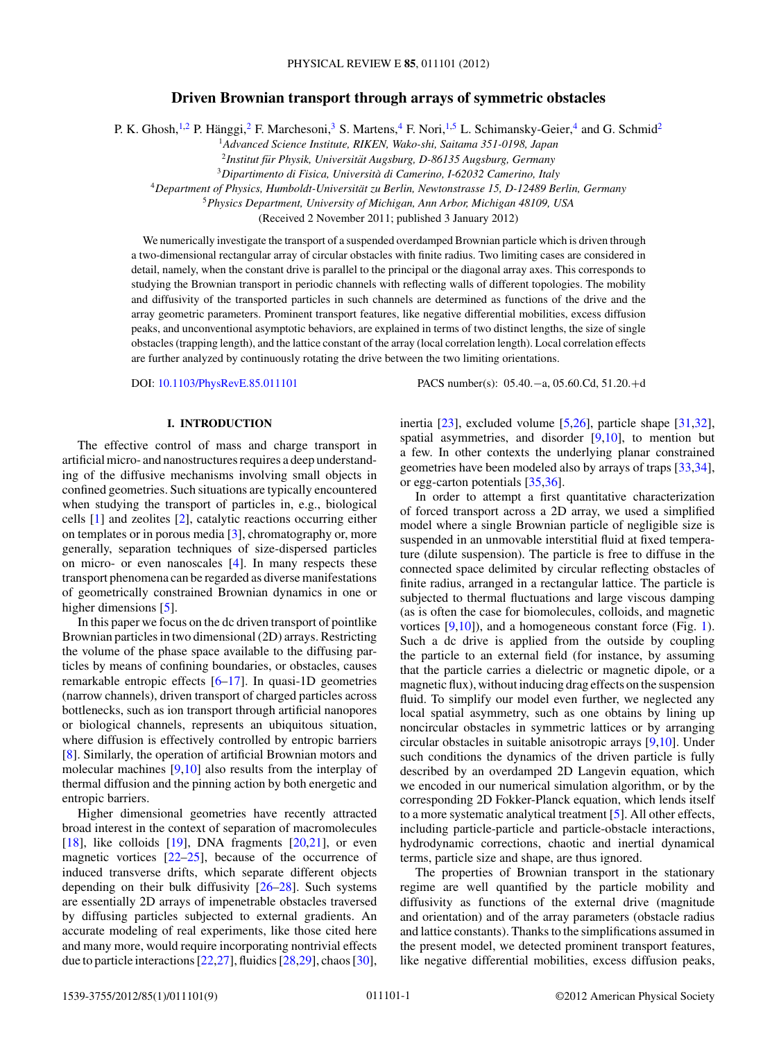# Driven Brownian transport through arrays of symmetric obstacles

P. K. Ghosh,[1,2] P. Hänggi,[2] F. Marchesoni,[3] S. Martens,[4] F. Nori,[1,5] L. Schimansky-Geier,[4] and G. Schmid[2]

[1]*Advanced Science Institute, RIKEN, Wako-shi, Saitama 351-0198, Japan*
[2]*Institut für Physik, Universität Augsburg, D-86135 Augsburg, Germany*
[3]*Dipartimento di Fisica, Università di Camerino, I-62032 Camerino, Italy*
[4]*Department of Physics, Humboldt-Universität zu Berlin, Newtonstrasse 15, D-12489 Berlin, Germany*
[5]*Physics Department, University of Michigan, Ann Arbor, Michigan 48109, USA*

(Received 2 November 2011; published 3 January 2012)

We numerically investigate the transport of a suspended overdamped Brownian particle which is driven through a two-dimensional rectangular array of circular obstacles with finite radius. Two limiting cases are considered in detail, namely, when the constant drive is parallel to the principal or the diagonal array axes. This corresponds to studying the Brownian transport in periodic channels with reflecting walls of different topologies. The mobility and diffusivity of the transported particles in such channels are determined as functions of the drive and the array geometric parameters. Prominent transport features, like negative differential mobilities, excess diffusion peaks, and unconventional asymptotic behaviors, are explained in terms of two distinct lengths, the size of single obstacles (trapping length), and the lattice constant of the array (local correlation length). Local correlation effects are further analyzed by continuously rotating the drive between the two limiting orientations.

DOI: 10.1103/PhysRevE.85.011101 PACS number(s): 05.40.−a, 05.60.Cd, 51.20.+d

## I. INTRODUCTION

The effective control of mass and charge transport in artificial micro- and nanostructures requires a deep understanding of the diffusive mechanisms involving small objects in confined geometries. Such situations are typically encountered when studying the transport of particles in, e.g., biological cells [1] and zeolites [2], catalytic reactions occurring either on templates or in porous media [3], chromatography or, more generally, separation techniques of size-dispersed particles on micro- or even nanoscales [4]. In many respects these transport phenomena can be regarded as diverse manifestations of geometrically constrained Brownian dynamics in one or higher dimensions [5].

In this paper we focus on the dc driven transport of pointlike Brownian particles in two dimensional (2D) arrays. Restricting the volume of the phase space available to the diffusing particles by means of confining boundaries, or obstacles, causes remarkable entropic effects [6–17]. In quasi-1D geometries (narrow channels), driven transport of charged particles across bottlenecks, such as ion transport through artificial nanopores or biological channels, represents an ubiquitous situation, where diffusion is effectively controlled by entropic barriers [8]. Similarly, the operation of artificial Brownian motors and molecular machines [9,10] also results from the interplay of thermal diffusion and the pinning action by both energetic and entropic barriers.

Higher dimensional geometries have recently attracted broad interest in the context of separation of macromolecules [18], like colloids [19], DNA fragments [20,21], or even magnetic vortices [22–25], because of the occurrence of induced transverse drifts, which separate different objects depending on their bulk diffusivity [26–28]. Such systems are essentially 2D arrays of impenetrable obstacles traversed by diffusing particles subjected to external gradients. An accurate modeling of real experiments, like those cited here and many more, would require incorporating nontrivial effects due to particle interactions [22,27], fluidics [28,29], chaos [30], inertia [23], excluded volume [5,26], particle shape [31,32], spatial asymmetries, and disorder [9,10], to mention but a few. In other contexts the underlying planar constrained geometries have been modeled also by arrays of traps [33,34], or egg-carton potentials [35,36].

In order to attempt a first quantitative characterization of forced transport across a 2D array, we used a simplified model where a single Brownian particle of negligible size is suspended in an unmovable interstitial fluid at fixed temperature (dilute suspension). The particle is free to diffuse in the connected space delimited by circular reflecting obstacles of finite radius, arranged in a rectangular lattice. The particle is subjected to thermal fluctuations and large viscous damping (as is often the case for biomolecules, colloids, and magnetic vortices [9,10]), and a homogeneous constant force (Fig. 1). Such a dc drive is applied from the outside by coupling the particle to an external field (for instance, by assuming that the particle carries a dielectric or magnetic dipole, or a magnetic flux), without inducing drag effects on the suspension fluid. To simplify our model even further, we neglected any local spatial asymmetry, such as one obtains by lining up noncircular obstacles in symmetric lattices or by arranging circular obstacles in suitable anisotropic arrays [9,10]. Under such conditions the dynamics of the driven particle is fully described by an overdamped 2D Langevin equation, which we encoded in our numerical simulation algorithm, or by the corresponding 2D Fokker-Planck equation, which lends itself to a more systematic analytical treatment [5]. All other effects, including particle-particle and particle-obstacle interactions, hydrodynamic corrections, chaotic and inertial dynamical terms, particle size and shape, are thus ignored.

The properties of Brownian transport in the stationary regime are well quantified by the particle mobility and diffusivity as functions of the external drive (magnitude and orientation) and of the array parameters (obstacle radius and lattice constants). Thanks to the simplifications assumed in the present model, we detected prominent transport features, like negative differential mobilities, excess diffusion peaks,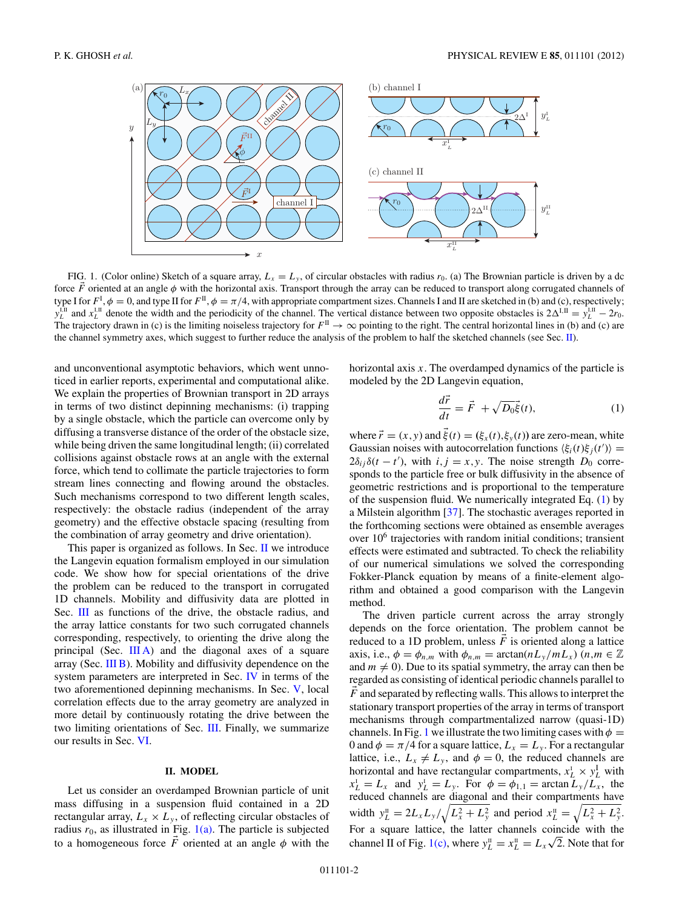FIG. 1. (Color online) Sketch of a square array, $L_x = L_y$, of circular obstacles with radius $r_0$. (a) The Brownian particle is driven by a dc force $\vec{F}$ oriented at an angle $\phi$ with the horizontal axis. Transport through the array can be reduced to transport along corrugated channels of type I for $F^{\rm I}, \phi = 0$, and type II for $F^{\rm II}, \phi = \pi/4$, with appropriate compartment sizes. Channels I and II are sketched in (b) and (c), respectively; $y_L^{\rm I,II}$ and $x_L^{\rm I,II}$ denote the width and the periodicity of the channel. The vertical distance between two opposite obstacles is $2\Delta^{\rm I,II} = y_L^{\rm I,II} - 2r_0$. The trajectory drawn in (c) is the limiting noiseless trajectory for $F^{\rm II} \to \infty$ pointing to the right. The central horizontal lines in (b) and (c) are the channel symmetry axes, which suggest to further reduce the analysis of the problem to half the sketched channels (see Sec. II).

and unconventional asymptotic behaviors, which went unnoticed in earlier reports, experimental and computational alike. We explain the properties of Brownian transport in 2D arrays in terms of two distinct depinning mechanisms: (i) trapping by a single obstacle, which the particle can overcome only by diffusing a transverse distance of the order of the obstacle size, while being driven the same longitudinal length; (ii) correlated collisions against obstacle rows at an angle with the external force, which tend to collimate the particle trajectories to form stream lines connecting and flowing around the obstacles. Such mechanisms correspond to two different length scales, respectively: the obstacle radius (independent of the array geometry) and the effective obstacle spacing (resulting from the combination of array geometry and drive orientation).

This paper is organized as follows. In Sec. II we introduce the Langevin equation formalism employed in our simulation code. We show how for special orientations of the drive the problem can be reduced to the transport in corrugated 1D channels. Mobility and diffusivity data are plotted in Sec. III as functions of the drive, the obstacle radius, and the array lattice constants for two such corrugated channels corresponding, respectively, to orienting the drive along the principal (Sec. III A) and the diagonal axes of a square array (Sec. III B). Mobility and diffusivity dependence on the system parameters are interpreted in Sec. IV in terms of the two aforementioned depinning mechanisms. In Sec. V, local correlation effects due to the array geometry are analyzed in more detail by continuously rotating the drive between the two limiting orientations of Sec. III. Finally, we summarize our results in Sec. VI.

## II. MODEL

Let us consider an overdamped Brownian particle of unit mass diffusing in a suspension fluid contained in a 2D rectangular array, $L_x \times L_y$, of reflecting circular obstacles of radius $r_0$, as illustrated in Fig. 1(a). The particle is subjected to a homogeneous force $\vec{F}$ oriented at an angle $\phi$ with the horizontal axis $x$. The overdamped dynamics of the particle is modeled by the 2D Langevin equation,

$$\frac{d\vec{r}}{dt} = \vec{F} + \sqrt{D_0}\vec{\xi}(t), \tag{1}$$

where $\vec{r} = (x,y)$ and $\vec{\xi}(t) = (\xi_x(t),\xi_y(t))$ are zero-mean, white Gaussian noises with autocorrelation functions $\langle \xi_i(t)\xi_j(t')\rangle = 2\delta_{ij}\delta(t-t')$, with $i,j = x,y$. The noise strength $D_0$ corresponds to the particle free or bulk diffusivity in the absence of geometric restrictions and is proportional to the temperature of the suspension fluid. We numerically integrated Eq. (1) by a Milstein algorithm [37]. The stochastic averages reported in the forthcoming sections were obtained as ensemble averages over $10^6$ trajectories with random initial conditions; transient effects were estimated and subtracted. To check the reliability of our numerical simulations we solved the corresponding Fokker-Planck equation by means of a finite-element algorithm and obtained a good comparison with the Langevin method.

The driven particle current across the array strongly depends on the force orientation. The problem cannot be reduced to a 1D problem, unless $\vec{F}$ is oriented along a lattice axis, i.e., $\phi = \phi_{n,m}$ with $\phi_{n,m} = \arctan(nL_y/mL_x)$ ($n,m \in \mathbb{Z}$ and $m \neq 0$). Due to its spatial symmetry, the array can then be regarded as consisting of identical periodic channels parallel to $\vec{F}$ and separated by reflecting walls. This allows to interpret the stationary transport properties of the array in terms of transport mechanisms through compartmentalized narrow (quasi-1D) channels. In Fig. 1 we illustrate the two limiting cases with $\phi = 0$ and $\phi = \pi/4$ for a square lattice, $L_x = L_y$. For a rectangular lattice, i.e., $L_x \neq L_y$, and $\phi = 0$, the reduced channels are horizontal and have rectangular compartments, $x_L^{\rm I} \times y_L^{\rm I}$ with $x_L^{\rm I} = L_x$ and $y_L^{\rm I} = L_y$. For $\phi = \phi_{1,1} = \arctan L_y/L_x$, the reduced channels are diagonal and their compartments have width $y_L^{\rm II} = 2L_xL_y/\sqrt{L_x^2+L_y^2}$ and period $x_L^{\rm II} = \sqrt{L_x^2+L_y^2}$. For a square lattice, the latter channels coincide with the channel II of Fig. 1(c), where $y_L^{\rm II} = x_L^{\rm II} = L_x\sqrt{2}$. Note that for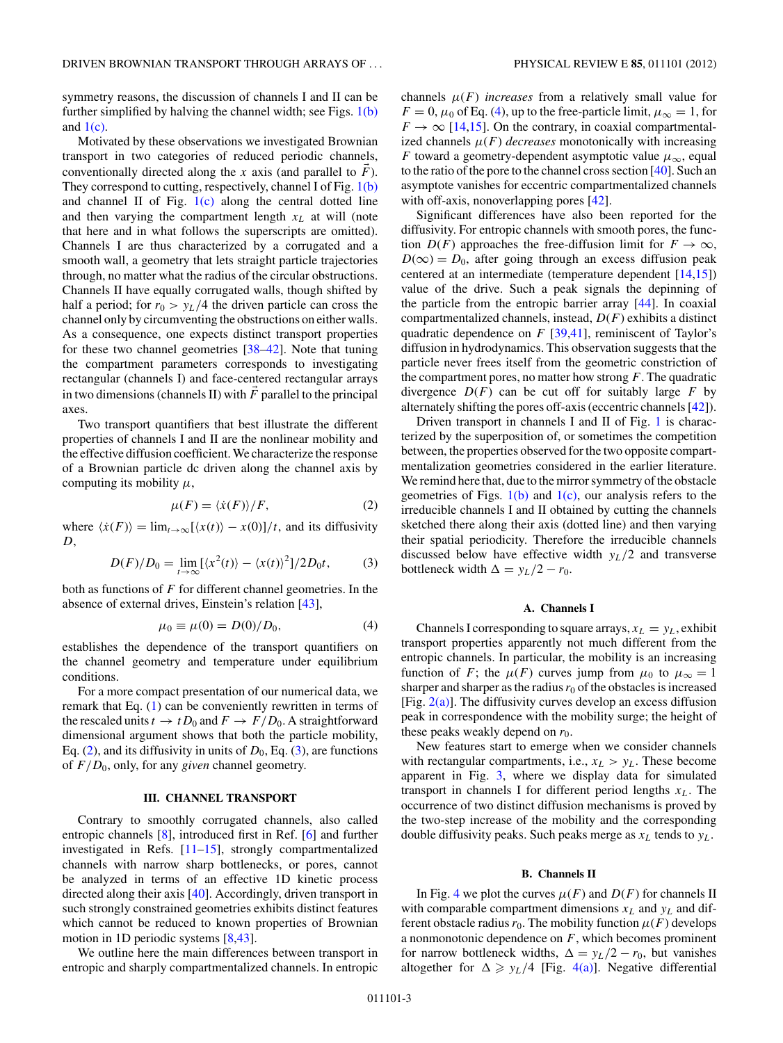symmetry reasons, the discussion of channels I and II can be further simplified by halving the channel width; see Figs. 1(b) and 1(c).

Motivated by these observations we investigated Brownian transport in two categories of reduced periodic channels, conventionally directed along the $x$ axis (and parallel to $\vec{F}$). They correspond to cutting, respectively, channel I of Fig. 1(b) and channel II of Fig. 1(c) along the central dotted line and then varying the compartment length $x_L$ at will (note that here and in what follows the superscripts are omitted). Channels I are thus characterized by a corrugated and a smooth wall, a geometry that lets straight particle trajectories through, no matter what the radius of the circular obstructions. Channels II have equally corrugated walls, though shifted by half a period; for $r_0 > y_L/4$ the driven particle can cross the channel only by circumventing the obstructions on either walls. As a consequence, one expects distinct transport properties for these two channel geometries [38–42]. Note that tuning the compartment parameters corresponds to investigating rectangular (channels I) and face-centered rectangular arrays in two dimensions (channels II) with $\vec{F}$ parallel to the principal axes.

Two transport quantifiers that best illustrate the different properties of channels I and II are the nonlinear mobility and the effective diffusion coefficient. We characterize the response of a Brownian particle dc driven along the channel axis by computing its mobility $\mu$,

$$\mu(F) = \langle \dot{x}(F) \rangle / F, \tag{2}$$

where $\langle \dot{x}(F) \rangle = \lim_{t\to\infty}[\langle x(t) \rangle - x(0)]/t$, and its diffusivity $D$,

$$D(F)/D_0 = \lim_{t\to\infty}[\langle x^2(t)\rangle - \langle x(t)\rangle^2]/2D_0 t, \tag{3}$$

both as functions of $F$ for different channel geometries. In the absence of external drives, Einstein's relation [43],

$$\mu_0 \equiv \mu(0) = D(0)/D_0, \tag{4}$$

establishes the dependence of the transport quantifiers on the channel geometry and temperature under equilibrium conditions.

For a more compact presentation of our numerical data, we remark that Eq. (1) can be conveniently rewritten in terms of the rescaled units $t \to tD_0$ and $F \to F/D_0$. A straightforward dimensional argument shows that both the particle mobility, Eq. (2), and its diffusivity in units of $D_0$, Eq. (3), are functions of $F/D_0$, only, for any *given* channel geometry.

## III. CHANNEL TRANSPORT

Contrary to smoothly corrugated channels, also called entropic channels [8], introduced first in Ref. [6] and further investigated in Refs. [11–15], strongly compartmentalized channels with narrow sharp bottlenecks, or pores, cannot be analyzed in terms of an effective 1D kinetic process directed along their axis [40]. Accordingly, driven transport in such strongly constrained geometries exhibits distinct features which cannot be reduced to known properties of Brownian motion in 1D periodic systems [8,43].

We outline here the main differences between transport in entropic and sharply compartmentalized channels. In entropic channels $\mu(F)$ *increases* from a relatively small value for $F = 0$, $\mu_0$ of Eq. (4), up to the free-particle limit, $\mu_\infty = 1$, for $F \to \infty$ [14,15]. On the contrary, in coaxial compartmentalized channels $\mu(F)$ *decreases* monotonically with increasing $F$ toward a geometry-dependent asymptotic value $\mu_\infty$, equal to the ratio of the pore to the channel cross section [40]. Such an asymptote vanishes for eccentric compartmentalized channels with off-axis, nonoverlapping pores [42].

Significant differences have also been reported for the diffusivity. For entropic channels with smooth pores, the function $D(F)$ approaches the free-diffusion limit for $F \to \infty$, $D(\infty) = D_0$, after going through an excess diffusion peak centered at an intermediate (temperature dependent [14,15]) value of the drive. Such a peak signals the depinning of the particle from the entropic barrier array [44]. In coaxial compartmentalized channels, instead, $D(F)$ exhibits a distinct quadratic dependence on $F$ [39,41], reminiscent of Taylor's diffusion in hydrodynamics. This observation suggests that the particle never frees itself from the geometric constriction of the compartment pores, no matter how strong $F$. The quadratic divergence $D(F)$ can be cut off for suitably large $F$ by alternately shifting the pores off-axis (eccentric channels [42]).

Driven transport in channels I and II of Fig. 1 is characterized by the superposition of, or sometimes the competition between, the properties observed for the two opposite compartmentalization geometries considered in the earlier literature. We remind here that, due to the mirror symmetry of the obstacle geometries of Figs. 1(b) and 1(c), our analysis refers to the irreducible channels I and II obtained by cutting the channels sketched there along their axis (dotted line) and then varying their spatial periodicity. Therefore the irreducible channels discussed below have effective width $y_L/2$ and transverse bottleneck width $\Delta = y_L/2 - r_0$.

### A. Channels I

Channels I corresponding to square arrays, $x_L = y_L$, exhibit transport properties apparently not much different from the entropic channels. In particular, the mobility is an increasing function of $F$; the $\mu(F)$ curves jump from $\mu_0$ to $\mu_\infty = 1$ sharper and sharper as the radius $r_0$ of the obstacles is increased [Fig. 2(a)]. The diffusivity curves develop an excess diffusion peak in correspondence with the mobility surge; the height of these peaks weakly depend on $r_0$.

New features start to emerge when we consider channels with rectangular compartments, i.e., $x_L > y_L$. These become apparent in Fig. 3, where we display data for simulated transport in channels I for different period lengths $x_L$. The occurrence of two distinct diffusion mechanisms is proved by the two-step increase of the mobility and the corresponding double diffusivity peaks. Such peaks merge as $x_L$ tends to $y_L$.

### B. Channels II

In Fig. 4 we plot the curves $\mu(F)$ and $D(F)$ for channels II with comparable compartment dimensions $x_L$ and $y_L$ and different obstacle radius $r_0$. The mobility function $\mu(F)$ develops a nonmonotonic dependence on $F$, which becomes prominent for narrow bottleneck widths, $\Delta = y_L/2 - r_0$, but vanishes altogether for $\Delta \geqslant y_L/4$ [Fig. 4(a)]. Negative differential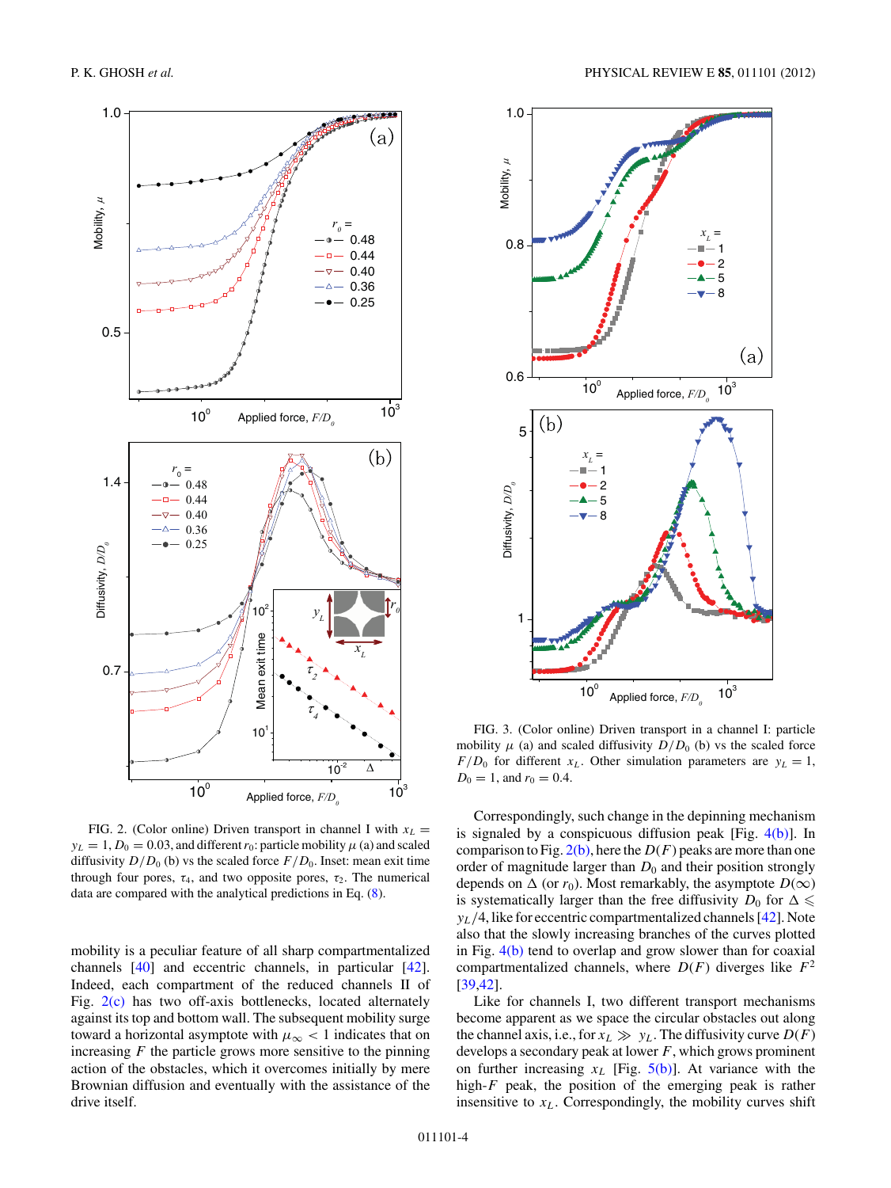FIG. 2. (Color online) Driven transport in channel I with $x_L = y_L = 1$, $D_0 = 0.03$, and different $r_0$: particle mobility $\mu$ (a) and scaled diffusivity $D/D_0$ (b) vs the scaled force $F/D_0$. Inset: mean exit time through four pores, $\tau_4$, and two opposite pores, $\tau_2$. The numerical data are compared with the analytical predictions in Eq. (8).

mobility is a peculiar feature of all sharp compartmentalized channels [40] and eccentric channels, in particular [42]. Indeed, each compartment of the reduced channels II of Fig. 2(c) has two off-axis bottlenecks, located alternately against its top and bottom wall. The subsequent mobility surge toward a horizontal asymptote with $\mu_\infty < 1$ indicates that on increasing $F$ the particle grows more sensitive to the pinning action of the obstacles, which it overcomes initially by mere Brownian diffusion and eventually with the assistance of the drive itself.

FIG. 3. (Color online) Driven transport in a channel I: particle mobility $\mu$ (a) and scaled diffusivity $D/D_0$ (b) vs the scaled force $F/D_0$ for different $x_L$. Other simulation parameters are $y_L = 1$, $D_0 = 1$, and $r_0 = 0.4$.

Correspondingly, such change in the depinning mechanism is signaled by a conspicuous diffusion peak [Fig. 4(b)]. In comparison to Fig. 2(b), here the $D(F)$ peaks are more than one order of magnitude larger than $D_0$ and their position strongly depends on $\Delta$ (or $r_0$). Most remarkably, the asymptote $D(\infty)$ is systematically larger than the free diffusivity $D_0$ for $\Delta \leqslant y_L/4$, like for eccentric compartmentalized channels [42]. Note also that the slowly increasing branches of the curves plotted in Fig. 4(b) tend to overlap and grow slower than for coaxial compartmentalized channels, where $D(F)$ diverges like $F^2$ [39,42].

Like for channels I, two different transport mechanisms become apparent as we space the circular obstacles out along the channel axis, i.e., for $x_L \gg y_L$. The diffusivity curve $D(F)$ develops a secondary peak at lower $F$, which grows prominent on further increasing $x_L$ [Fig. 5(b)]. At variance with the high-$F$ peak, the position of the emerging peak is rather insensitive to $x_L$. Correspondingly, the mobility curves shift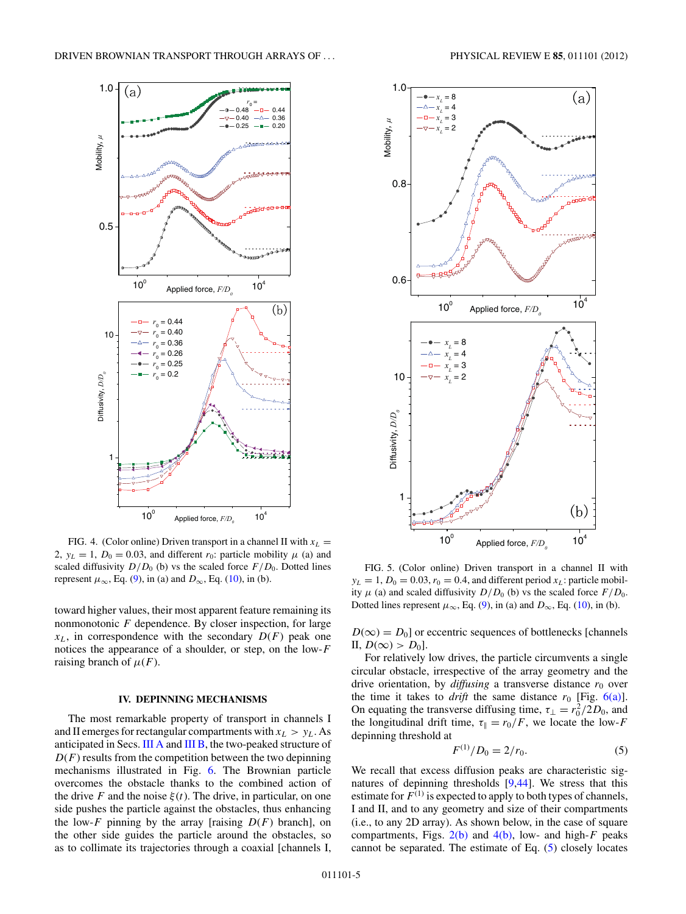FIG. 4. (Color online) Driven transport in a channel II with $x_L = 2$, $y_L = 1$, $D_0 = 0.03$, and different $r_0$: particle mobility $\mu$ (a) and scaled diffusivity $D/D_0$ (b) vs the scaled force $F/D_0$. Dotted lines represent $\mu_\infty$, Eq. (9), in (a) and $D_\infty$, Eq. (10), in (b).

FIG. 5. (Color online) Driven transport in a channel II with $y_L = 1$, $D_0 = 0.03$, $r_0 = 0.4$, and different period $x_L$: particle mobility $\mu$ (a) and scaled diffusivity $D/D_0$ (b) vs the scaled force $F/D_0$. Dotted lines represent $\mu_\infty$, Eq. (9), in (a) and $D_\infty$, Eq. (10), in (b).

toward higher values, their most apparent feature remaining its nonmonotonic $F$ dependence. By closer inspection, for large $x_L$, in correspondence with the secondary $D(F)$ peak one notices the appearance of a shoulder, or step, on the low-$F$ raising branch of $\mu(F)$.

## IV. DEPINNING MECHANISMS

The most remarkable property of transport in channels I and II emerges for rectangular compartments with $x_L > y_L$. As anticipated in Secs. III A and III B, the two-peaked structure of $D(F)$ results from the competition between the two depinning mechanisms illustrated in Fig. 6. The Brownian particle overcomes the obstacle thanks to the combined action of the drive $F$ and the noise $\xi(t)$. The drive, in particular, on one side pushes the particle against the obstacles, thus enhancing the low-$F$ pinning by the array [raising $D(F)$ branch], on the other side guides the particle around the obstacles, so as to collimate its trajectories through a coaxial [channels I, $D(\infty) = D_0$] or eccentric sequences of bottlenecks [channels II, $D(\infty) > D_0$].

For relatively low drives, the particle circumvents a single circular obstacle, irrespective of the array geometry and the drive orientation, by *diffusing* a transverse distance $r_0$ over the time it takes to *drift* the same distance $r_0$ [Fig. 6(a)]. On equating the transverse diffusing time, $\tau_\perp = r_0^2/2D_0$, and the longitudinal drift time, $\tau_\parallel = r_0/F$, we locate the low-$F$ depinning threshold at

$$F^{(1)}/D_0 = 2/r_0. \tag{5}$$

We recall that excess diffusion peaks are characteristic signatures of depinning thresholds [9,44]. We stress that this estimate for $F^{(1)}$ is expected to apply to both types of channels, I and II, and to any geometry and size of their compartments (i.e., to any 2D array). As shown below, in the case of square compartments, Figs. 2(b) and 4(b), low- and high-$F$ peaks cannot be separated. The estimate of Eq. (5) closely locates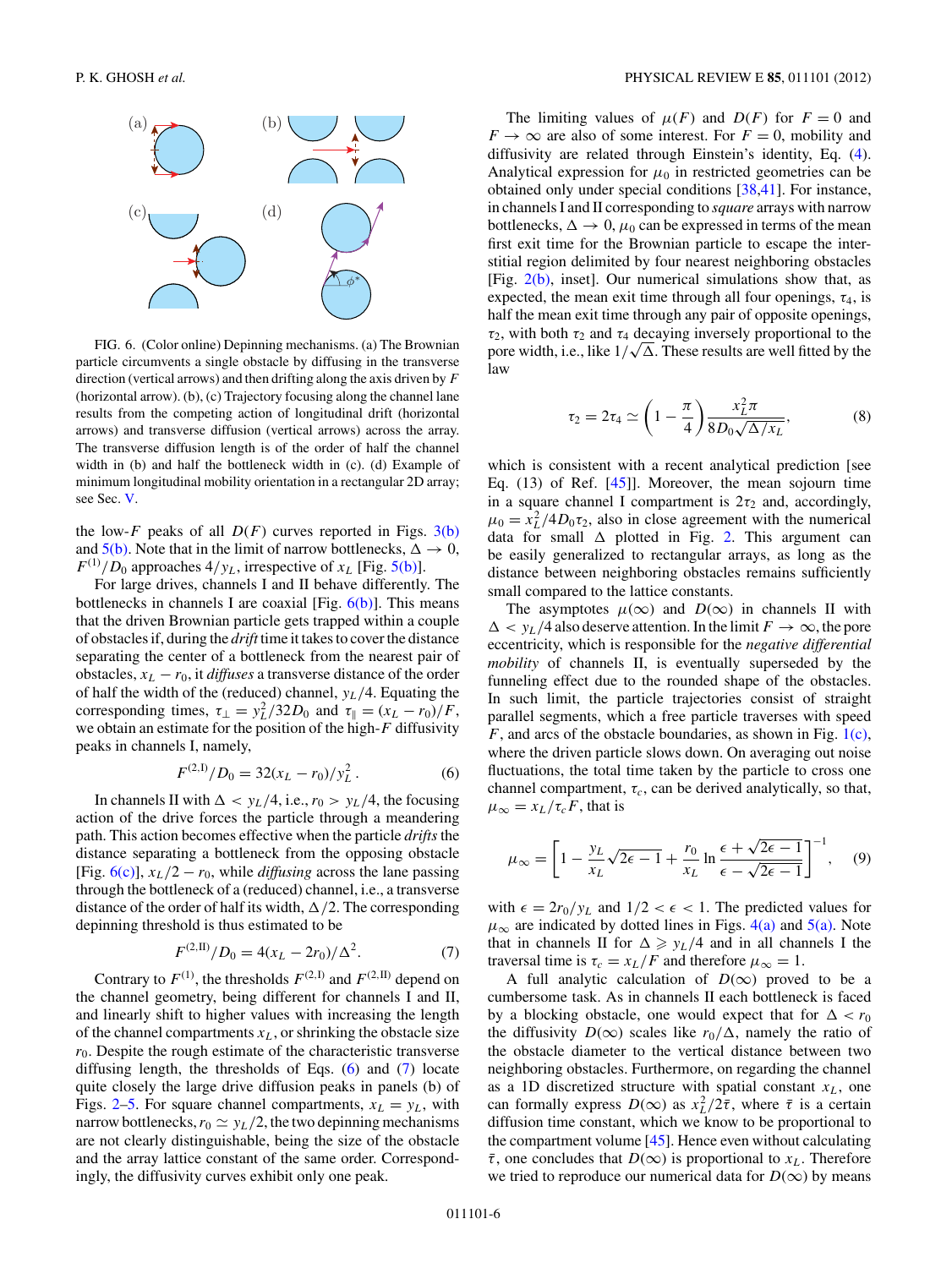FIG. 6. (Color online) Depinning mechanisms. (a) The Brownian particle circumvents a single obstacle by diffusing in the transverse direction (vertical arrows) and then drifting along the axis driven by $F$ (horizontal arrow). (b), (c) Trajectory focusing along the channel lane results from the competing action of longitudinal drift (horizontal arrows) and transverse diffusion (vertical arrows) across the array. The transverse diffusion length is of the order of half the channel width in (b) and half the bottleneck width in (c). (d) Example of minimum longitudinal mobility orientation in a rectangular 2D array; see Sec. V.

the low-$F$ peaks of all $D(F)$ curves reported in Figs. 3(b) and 5(b). Note that in the limit of narrow bottlenecks, $\Delta \to 0$, $F^{(1)}/D_0$ approaches $4/y_L$, irrespective of $x_L$ [Fig. 5(b)].

For large drives, channels I and II behave differently. The bottlenecks in channels I are coaxial [Fig. 6(b)]. This means that the driven Brownian particle gets trapped within a couple of obstacles if, during the *drift* time it takes to cover the distance separating the center of a bottleneck from the nearest pair of obstacles, $x_L - r_0$, it *diffuses* a transverse distance of the order of half the width of the (reduced) channel, $y_L/4$. Equating the corresponding times, $\tau_\perp = y_L^2/32D_0$ and $\tau_\parallel = (x_L - r_0)/F$, we obtain an estimate for the position of the high-$F$ diffusivity peaks in channels I, namely,

$$F^{(2,\mathrm{I})}/D_0 = 32(x_L - r_0)/y_L^2\,. \tag{6}$$

In channels II with $\Delta < y_L/4$, i.e., $r_0 > y_L/4$, the focusing action of the drive forces the particle through a meandering path. This action becomes effective when the particle *drifts* the distance separating a bottleneck from the opposing obstacle [Fig. 6(c)], $x_L/2 - r_0$, while *diffusing* across the lane passing through the bottleneck of a (reduced) channel, i.e., a transverse distance of the order of half its width, $\Delta/2$. The corresponding depinning threshold is thus estimated to be

$$F^{(2,\mathrm{II})}/D_0 = 4(x_L - 2r_0)/\Delta^2. \tag{7}$$

Contrary to $F^{(1)}$, the thresholds $F^{(2,\mathrm{I})}$ and $F^{(2,\mathrm{II})}$ depend on the channel geometry, being different for channels I and II, and linearly shift to higher values with increasing the length of the channel compartments $x_L$, or shrinking the obstacle size $r_0$. Despite the rough estimate of the characteristic transverse diffusing length, the thresholds of Eqs. (6) and (7) locate quite closely the large drive diffusion peaks in panels (b) of Figs. 2–5. For square channel compartments, $x_L = y_L$, with narrow bottlenecks, $r_0 \simeq y_L/2$, the two depinning mechanisms are not clearly distinguishable, being the size of the obstacle and the array lattice constant of the same order. Correspondingly, the diffusivity curves exhibit only one peak.

The limiting values of $\mu(F)$ and $D(F)$ for $F = 0$ and $F \to \infty$ are also of some interest. For $F = 0$, mobility and diffusivity are related through Einstein's identity, Eq. (4). Analytical expression for $\mu_0$ in restricted geometries can be obtained only under special conditions [38,41]. For instance, in channels I and II corresponding to *square* arrays with narrow bottlenecks, $\Delta \to 0$, $\mu_0$ can be expressed in terms of the mean first exit time for the Brownian particle to escape the interstitial region delimited by four nearest neighboring obstacles [Fig. 2(b), inset]. Our numerical simulations show that, as expected, the mean exit time through all four openings, $\tau_4$, is half the mean exit time through any pair of opposite openings, $\tau_2$, with both $\tau_2$ and $\tau_4$ decaying inversely proportional to the pore width, i.e., like $1/\sqrt{\Delta}$. These results are well fitted by the law

$$\tau_2 = 2\tau_4 \simeq \left(1 - \frac{\pi}{4}\right)\frac{x_L^2 \pi}{8D_0\sqrt{\Delta/x_L}}, \tag{8}$$

which is consistent with a recent analytical prediction [see Eq. (13) of Ref. [45]]. Moreover, the mean sojourn time in a square channel I compartment is $2\tau_2$ and, accordingly, $\mu_0 = x_L^2/4D_0\tau_2$, also in close agreement with the numerical data for small $\Delta$ plotted in Fig. 2. This argument can be easily generalized to rectangular arrays, as long as the distance between neighboring obstacles remains sufficiently small compared to the lattice constants.

The asymptotes $\mu(\infty)$ and $D(\infty)$ in channels II with $\Delta < y_L/4$ also deserve attention. In the limit $F \to \infty$, the pore eccentricity, which is responsible for the *negative differential mobility* of channels II, is eventually superseded by the funneling effect due to the rounded shape of the obstacles. In such limit, the particle trajectories consist of straight parallel segments, which a free particle traverses with speed $F$, and arcs of the obstacle boundaries, as shown in Fig. 1(c), where the driven particle slows down. On averaging out noise fluctuations, the total time taken by the particle to cross one channel compartment, $\tau_c$, can be derived analytically, so that, $\mu_\infty = x_L/\tau_c F$, that is

$$\mu_\infty = \left[1 - \frac{y_L}{x_L}\sqrt{2\epsilon - 1} + \frac{r_0}{x_L}\ln\frac{\epsilon + \sqrt{2\epsilon - 1}}{\epsilon - \sqrt{2\epsilon - 1}}\right]^{-1}, \tag{9}$$

with $\epsilon = 2r_0/y_L$ and $1/2 < \epsilon < 1$. The predicted values for $\mu_\infty$ are indicated by dotted lines in Figs. 4(a) and 5(a). Note that in channels II for $\Delta \geqslant y_L/4$ and in all channels I the traversal time is $\tau_c = x_L/F$ and therefore $\mu_\infty = 1$.

A full analytic calculation of $D(\infty)$ proved to be a cumbersome task. As in channels II each bottleneck is faced by a blocking obstacle, one would expect that for $\Delta < r_0$ the diffusivity $D(\infty)$ scales like $r_0/\Delta$, namely the ratio of the obstacle diameter to the vertical distance between two neighboring obstacles. Furthermore, on regarding the channel as a 1D discretized structure with spatial constant $x_L$, one can formally express $D(\infty)$ as $x_L^2/2\bar{\tau}$, where $\bar{\tau}$ is a certain diffusion time constant, which we know to be proportional to the compartment volume [45]. Hence even without calculating $\bar{\tau}$, one concludes that $D(\infty)$ is proportional to $x_L$. Therefore we tried to reproduce our numerical data for $D(\infty)$ by means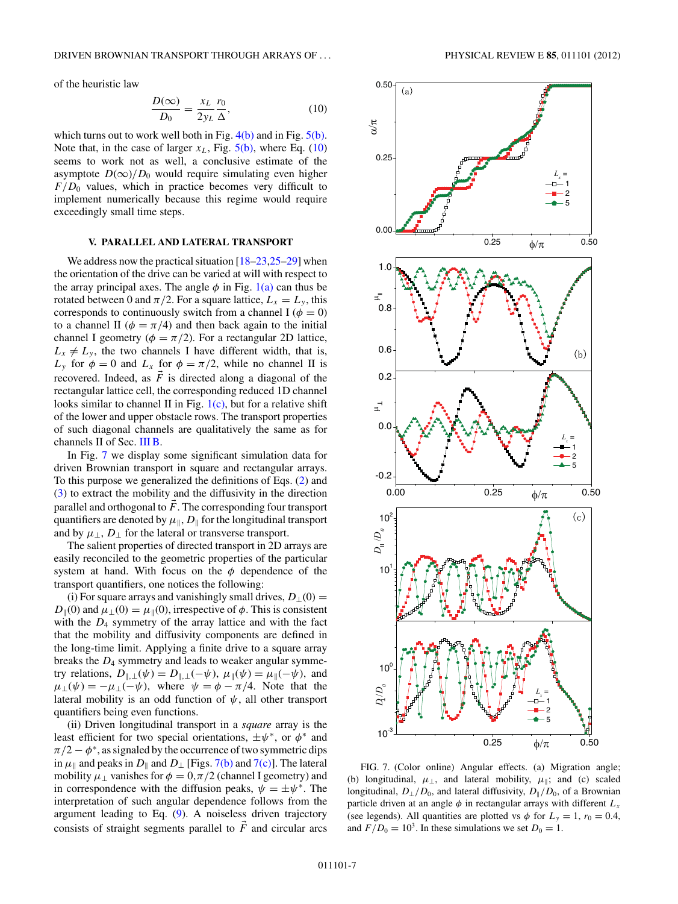of the heuristic law

$$\frac{D(\infty)}{D_0} = \frac{x_L}{2y_L}\frac{r_0}{\Delta}, \tag{10}$$

which turns out to work well both in Fig. 4(b) and in Fig. 5(b). Note that, in the case of larger $x_L$, Fig. 5(b), where Eq. (10) seems to work not as well, a conclusive estimate of the asymptote $D(\infty)/D_0$ would require simulating even higher $F/D_0$ values, which in practice becomes very difficult to implement numerically because this regime would require exceedingly small time steps.

## V. PARALLEL AND LATERAL TRANSPORT

We address now the practical situation [18–23,25–29] when the orientation of the drive can be varied at will with respect to the array principal axes. The angle $\phi$ in Fig. 1(a) can thus be rotated between 0 and $\pi/2$. For a square lattice, $L_x = L_y$, this corresponds to continuously switch from a channel I ($\phi = 0$) to a channel II ($\phi = \pi/4$) and then back again to the initial channel I geometry ($\phi = \pi/2$). For a rectangular 2D lattice, $L_x \neq L_y$, the two channels I have different width, that is, $L_y$ for $\phi = 0$ and $L_x$ for $\phi = \pi/2$, while no channel II is recovered. Indeed, as $\vec{F}$ is directed along a diagonal of the rectangular lattice cell, the corresponding reduced 1D channel looks similar to channel II in Fig. 1(c), but for a relative shift of the lower and upper obstacle rows. The transport properties of such diagonal channels are qualitatively the same as for channels II of Sec. III B.

In Fig. 7 we display some significant simulation data for driven Brownian transport in square and rectangular arrays. To this purpose we generalized the definitions of Eqs. (2) and (3) to extract the mobility and the diffusivity in the direction parallel and orthogonal to $\vec{F}$. The corresponding four transport quantifiers are denoted by $\mu_\parallel$, $D_\parallel$ for the longitudinal transport and by $\mu_\perp$, $D_\perp$ for the lateral or transverse transport.

The salient properties of directed transport in 2D arrays are easily reconciled to the geometric properties of the particular system at hand. With focus on the $\phi$ dependence of the transport quantifiers, one notices the following:

(i) For square arrays and vanishingly small drives, $D_\perp(0) = D_\parallel(0)$ and $\mu_\perp(0) = \mu_\parallel(0)$, irrespective of $\phi$. This is consistent with the $D_4$ symmetry of the array lattice and with the fact that the mobility and diffusivity components are defined in the long-time limit. Applying a finite drive to a square array breaks the $D_4$ symmetry and leads to weaker angular symmetry relations, $D_{\parallel,\perp}(\psi) = D_{\parallel,\perp}(-\psi)$, $\mu_\parallel(\psi) = \mu_\parallel(-\psi)$, and $\mu_\perp(\psi) = -\mu_\perp(-\psi)$, where $\psi = \phi - \pi/4$. Note that the lateral mobility is an odd function of $\psi$, all other transport quantifiers being even functions.

(ii) Driven longitudinal transport in a *square* array is the least efficient for two special orientations, $\pm\psi^*$, or $\phi^*$ and $\pi/2 - \phi^*$, as signaled by the occurrence of two symmetric dips in $\mu_\parallel$ and peaks in $D_\parallel$ and $D_\perp$ [Figs. 7(b) and 7(c)]. The lateral mobility $\mu_\perp$ vanishes for $\phi = 0,\pi/2$ (channel I geometry) and in correspondence with the diffusion peaks, $\psi = \pm\psi^*$. The interpretation of such angular dependence follows from the argument leading to Eq. (9). A noiseless driven trajectory consists of straight segments parallel to $\vec{F}$ and circular arcs

FIG. 7. (Color online) Angular effects. (a) Migration angle; (b) longitudinal, $\mu_\perp$, and lateral mobility, $\mu_\parallel$; and (c) scaled longitudinal, $D_\perp/D_0$, and lateral diffusivity, $D_\parallel/D_0$, of a Brownian particle driven at an angle $\phi$ in rectangular arrays with different $L_x$ (see legends). All quantities are plotted vs $\phi$ for $L_y = 1$, $r_0 = 0.4$, and $F/D_0 = 10^3$. In these simulations we set $D_0 = 1$.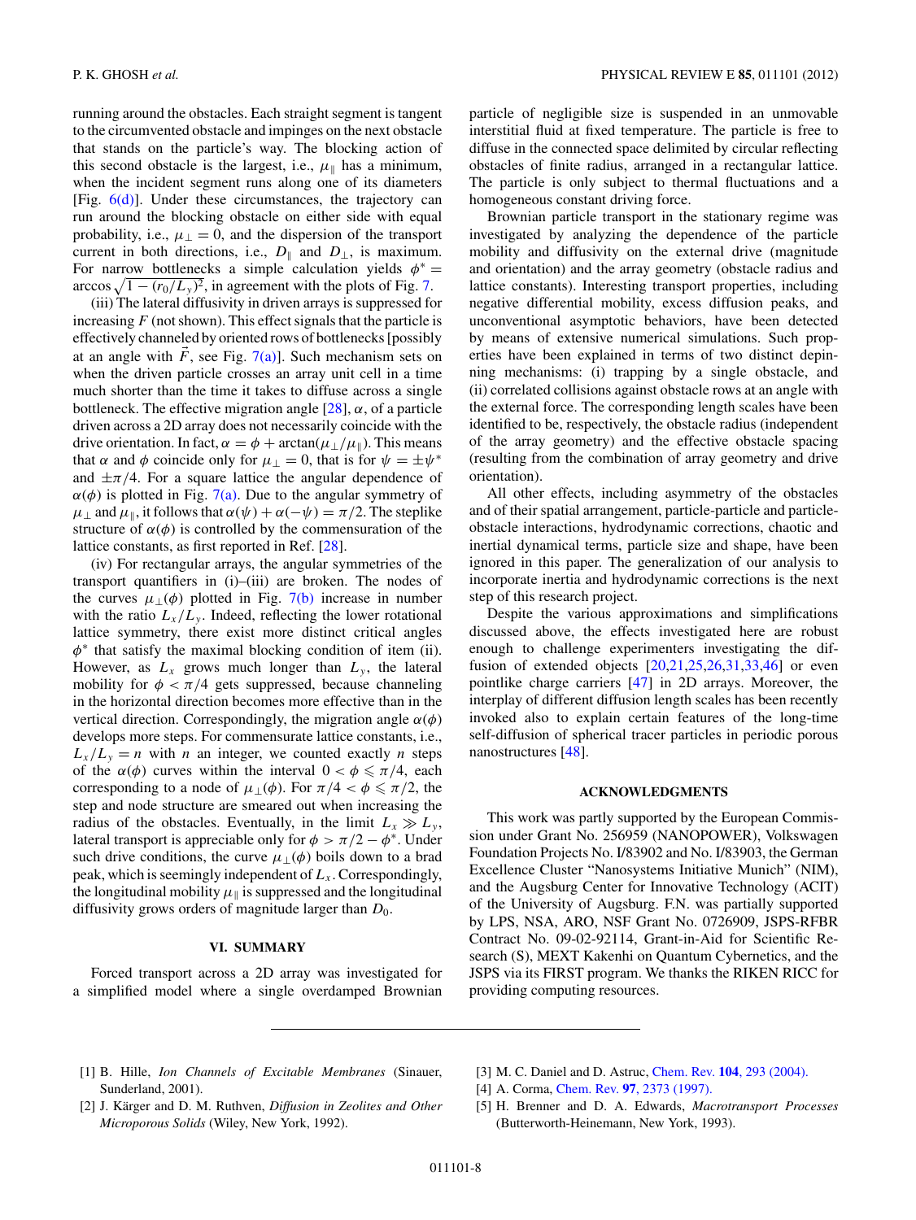running around the obstacles. Each straight segment is tangent to the circumvented obstacle and impinges on the next obstacle that stands on the particle's way. The blocking action of this second obstacle is the largest, i.e., $\mu_\parallel$ has a minimum, when the incident segment runs along one of its diameters [Fig. 6(d)]. Under these circumstances, the trajectory can run around the blocking obstacle on either side with equal probability, i.e., $\mu_\perp = 0$, and the dispersion of the transport current in both directions, i.e., $D_\parallel$ and $D_\perp$, is maximum. For narrow bottlenecks a simple calculation yields $\phi^* = \arccos\sqrt{1-(r_0/L_y)^2}$, in agreement with the plots of Fig. 7.

(iii) The lateral diffusivity in driven arrays is suppressed for increasing $F$ (not shown). This effect signals that the particle is effectively channeled by oriented rows of bottlenecks [possibly at an angle with $\vec{F}$, see Fig. 7(a)]. Such mechanism sets on when the driven particle crosses an array unit cell in a time much shorter than the time it takes to diffuse across a single bottleneck. The effective migration angle [28], $\alpha$, of a particle driven across a 2D array does not necessarily coincide with the drive orientation. In fact, $\alpha = \phi + \arctan(\mu_\perp/\mu_\parallel)$. This means that $\alpha$ and $\phi$ coincide only for $\mu_\perp = 0$, that is for $\psi = \pm\psi^*$ and $\pm\pi/4$. For a square lattice the angular dependence of $\alpha(\phi)$ is plotted in Fig. 7(a). Due to the angular symmetry of $\mu_\perp$ and $\mu_\parallel$, it follows that $\alpha(\psi) + \alpha(-\psi) = \pi/2$. The steplike structure of $\alpha(\phi)$ is controlled by the commensuration of the lattice constants, as first reported in Ref. [28].

(iv) For rectangular arrays, the angular symmetries of the transport quantifiers in (i)–(iii) are broken. The nodes of the curves $\mu_\perp(\phi)$ plotted in Fig. 7(b) increase in number with the ratio $L_x/L_y$. Indeed, reflecting the lower rotational lattice symmetry, there exist more distinct critical angles $\phi^*$ that satisfy the maximal blocking condition of item (ii). However, as $L_x$ grows much longer than $L_y$, the lateral mobility for $\phi < \pi/4$ gets suppressed, because channeling in the horizontal direction becomes more effective than in the vertical direction. Correspondingly, the migration angle $\alpha(\phi)$ develops more steps. For commensurate lattice constants, i.e., $L_x/L_y = n$ with $n$ an integer, we counted exactly $n$ steps of the $\alpha(\phi)$ curves within the interval $0 < \phi \leqslant \pi/4$, each corresponding to a node of $\mu_\perp(\phi)$. For $\pi/4 < \phi \leqslant \pi/2$, the step and node structure are smeared out when increasing the radius of the obstacles. Eventually, in the limit $L_x \gg L_y$, lateral transport is appreciable only for $\phi > \pi/2 - \phi^*$. Under such drive conditions, the curve $\mu_\perp(\phi)$ boils down to a brad peak, which is seemingly independent of $L_x$. Correspondingly, the longitudinal mobility $\mu_\parallel$ is suppressed and the longitudinal diffusivity grows orders of magnitude larger than $D_0$.

## VI. SUMMARY

Forced transport across a 2D array was investigated for a simplified model where a single overdamped Brownian particle of negligible size is suspended in an unmovable interstitial fluid at fixed temperature. The particle is free to diffuse in the connected space delimited by circular reflecting obstacles of finite radius, arranged in a rectangular lattice. The particle is only subject to thermal fluctuations and a homogeneous constant driving force.

Brownian particle transport in the stationary regime was investigated by analyzing the dependence of the particle mobility and diffusivity on the external drive (magnitude and orientation) and the array geometry (obstacle radius and lattice constants). Interesting transport properties, including negative differential mobility, excess diffusion peaks, and unconventional asymptotic behaviors, have been detected by means of extensive numerical simulations. Such properties have been explained in terms of two distinct depinning mechanisms: (i) trapping by a single obstacle, and (ii) correlated collisions against obstacle rows at an angle with the external force. The corresponding length scales have been identified to be, respectively, the obstacle radius (independent of the array geometry) and the effective obstacle spacing (resulting from the combination of array geometry and drive orientation).

All other effects, including asymmetry of the obstacles and of their spatial arrangement, particle-particle and particle-obstacle interactions, hydrodynamic corrections, chaotic and inertial dynamical terms, particle size and shape, have been ignored in this paper. The generalization of our analysis to incorporate inertia and hydrodynamic corrections is the next step of this research project.

Despite the various approximations and simplifications discussed above, the effects investigated here are robust enough to challenge experimenters investigating the diffusion of extended objects [20,21,25,26,31,33,46] or even pointlike charge carriers [47] in 2D arrays. Moreover, the interplay of different diffusion length scales has been recently invoked also to explain certain features of the long-time self-diffusion of spherical tracer particles in periodic porous nanostructures [48].

## ACKNOWLEDGMENTS

This work was partly supported by the European Commission under Grant No. 256959 (NANOPOWER), Volkswagen Foundation Projects No. I/83902 and No. I/83903, the German Excellence Cluster "Nanosystems Initiative Munich" (NIM), and the Augsburg Center for Innovative Technology (ACIT) of the University of Augsburg. F.N. was partially supported by LPS, NSA, ARO, NSF Grant No. 0726909, JSPS-RFBR Contract No. 09-02-92114, Grant-in-Aid for Scientific Research (S), MEXT Kakenhi on Quantum Cybernetics, and the JSPS via its FIRST program. We thanks the RIKEN RICC for providing computing resources.

---

[1] B. Hille, *Ion Channels of Excitable Membranes* (Sinauer, Sunderland, 2001).

[2] J. Kärger and D. M. Ruthven, *Diffusion in Zeolites and Other Microporous Solids* (Wiley, New York, 1992).

[3] M. C. Daniel and D. Astruc, Chem. Rev. **104**, 293 (2004).

[4] A. Corma, Chem. Rev. **97**, 2373 (1997).

[5] H. Brenner and D. A. Edwards, *Macrotransport Processes* (Butterworth-Heinemann, New York, 1993).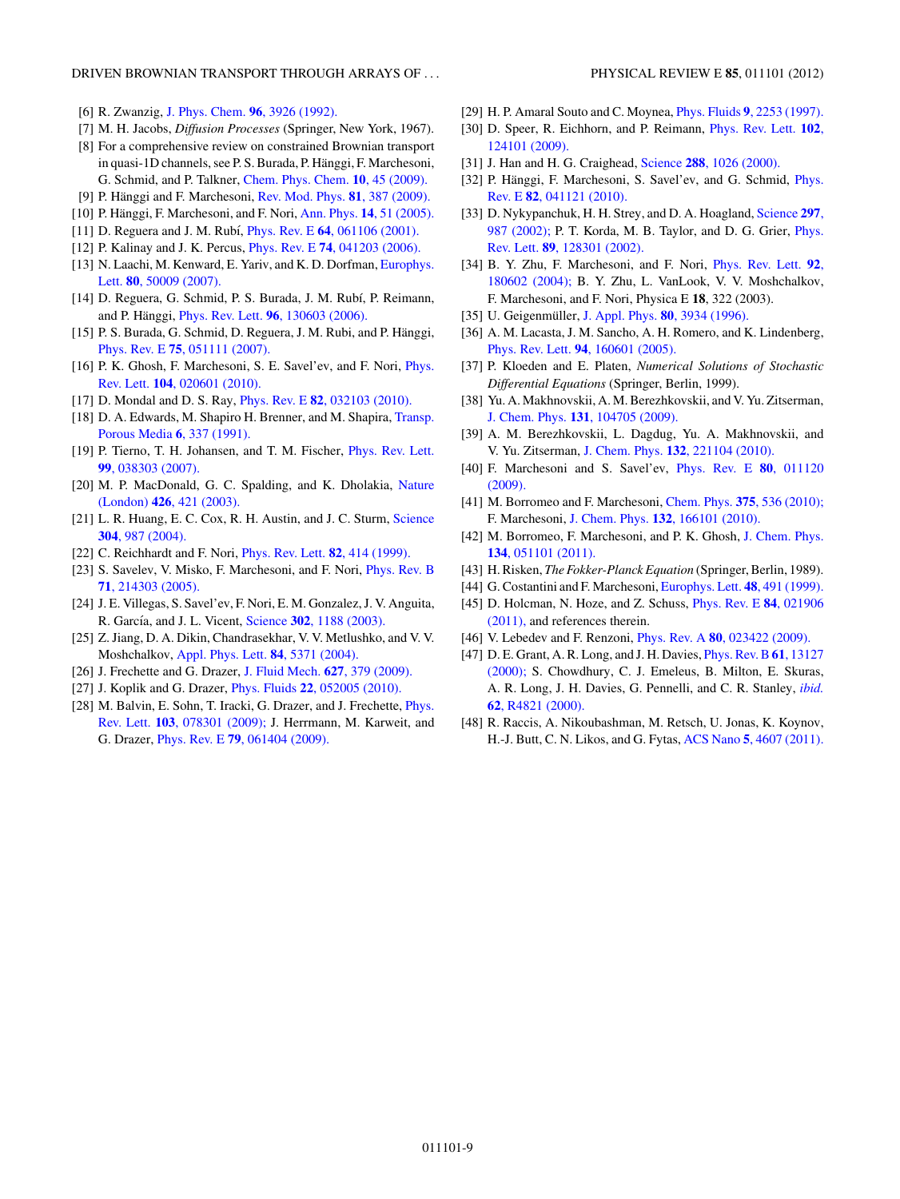[6] R. Zwanzig, J. Phys. Chem. **96**, 3926 (1992).

[7] M. H. Jacobs, *Diffusion Processes* (Springer, New York, 1967).

[8] For a comprehensive review on constrained Brownian transport in quasi-1D channels, see P. S. Burada, P. Hänggi, F. Marchesoni, G. Schmid, and P. Talkner, Chem. Phys. Chem. **10**, 45 (2009).

[9] P. Hänggi and F. Marchesoni, Rev. Mod. Phys. **81**, 387 (2009).

[10] P. Hänggi, F. Marchesoni, and F. Nori, Ann. Phys. **14**, 51 (2005).

[11] D. Reguera and J. M. Rubí, Phys. Rev. E **64**, 061106 (2001).

[12] P. Kalinay and J. K. Percus, Phys. Rev. E **74**, 041203 (2006).

[13] N. Laachi, M. Kenward, E. Yariv, and K. D. Dorfman, Europhys. Lett. **80**, 50009 (2007).

[14] D. Reguera, G. Schmid, P. S. Burada, J. M. Rubí, P. Reimann, and P. Hänggi, Phys. Rev. Lett. **96**, 130603 (2006).

[15] P. S. Burada, G. Schmid, D. Reguera, J. M. Rubi, and P. Hänggi, Phys. Rev. E **75**, 051111 (2007).

[16] P. K. Ghosh, F. Marchesoni, S. E. Savel'ev, and F. Nori, Phys. Rev. Lett. **104**, 020601 (2010).

[17] D. Mondal and D. S. Ray, Phys. Rev. E **82**, 032103 (2010).

[18] D. A. Edwards, M. Shapiro H. Brenner, and M. Shapira, Transp. Porous Media **6**, 337 (1991).

[19] P. Tierno, T. H. Johansen, and T. M. Fischer, Phys. Rev. Lett. **99**, 038303 (2007).

[20] M. P. MacDonald, G. C. Spalding, and K. Dholakia, Nature (London) **426**, 421 (2003).

[21] L. R. Huang, E. C. Cox, R. H. Austin, and J. C. Sturm, Science **304**, 987 (2004).

[22] C. Reichhardt and F. Nori, Phys. Rev. Lett. **82**, 414 (1999).

[23] S. Savelev, V. Misko, F. Marchesoni, and F. Nori, Phys. Rev. B **71**, 214303 (2005).

[24] J. E. Villegas, S. Savel'ev, F. Nori, E. M. Gonzalez, J. V. Anguita, R. García, and J. L. Vicent, Science **302**, 1188 (2003).

[25] Z. Jiang, D. A. Dikin, Chandrasekhar, V. V. Metlushko, and V. V. Moshchalkov, Appl. Phys. Lett. **84**, 5371 (2004).

[26] J. Frechette and G. Drazer, J. Fluid Mech. **627**, 379 (2009).

[27] J. Koplik and G. Drazer, Phys. Fluids **22**, 052005 (2010).

[28] M. Balvin, E. Sohn, T. Iracki, G. Drazer, and J. Frechette, Phys. Rev. Lett. **103**, 078301 (2009); J. Herrmann, M. Karweit, and G. Drazer, Phys. Rev. E **79**, 061404 (2009).

[29] H. P. Amaral Souto and C. Moynea, Phys. Fluids **9**, 2253 (1997).

[30] D. Speer, R. Eichhorn, and P. Reimann, Phys. Rev. Lett. **102**, 124101 (2009).

[31] J. Han and H. G. Craighead, Science **288**, 1026 (2000).

[32] P. Hänggi, F. Marchesoni, S. Savel'ev, and G. Schmid, Phys. Rev. E **82**, 041121 (2010).

[33] D. Nykypanchuk, H. H. Strey, and D. A. Hoagland, Science **297**, 987 (2002); P. T. Korda, M. B. Taylor, and D. G. Grier, Phys. Rev. Lett. **89**, 128301 (2002).

[34] B. Y. Zhu, F. Marchesoni, and F. Nori, Phys. Rev. Lett. **92**, 180602 (2004); B. Y. Zhu, L. VanLook, V. V. Moshchalkov, F. Marchesoni, and F. Nori, Physica E **18**, 322 (2003).

[35] U. Geigenmüller, J. Appl. Phys. **80**, 3934 (1996).

[36] A. M. Lacasta, J. M. Sancho, A. H. Romero, and K. Lindenberg, Phys. Rev. Lett. **94**, 160601 (2005).

[37] P. Kloeden and E. Platen, *Numerical Solutions of Stochastic Differential Equations* (Springer, Berlin, 1999).

[38] Yu. A. Makhnovskii, A. M. Berezhkovskii, and V. Yu. Zitserman, J. Chem. Phys. **131**, 104705 (2009).

[39] A. M. Berezhkovskii, L. Dagdug, Yu. A. Makhnovskii, and V. Yu. Zitserman, J. Chem. Phys. **132**, 221104 (2010).

[40] F. Marchesoni and S. Savel'ev, Phys. Rev. E **80**, 011120 (2009).

[41] M. Borromeo and F. Marchesoni, Chem. Phys. **375**, 536 (2010); F. Marchesoni, J. Chem. Phys. **132**, 166101 (2010).

[42] M. Borromeo, F. Marchesoni, and P. K. Ghosh, J. Chem. Phys. **134**, 051101 (2011).

[43] H. Risken, *The Fokker-Planck Equation* (Springer, Berlin, 1989).

[44] G. Costantini and F. Marchesoni, Europhys. Lett. **48**, 491 (1999).

[45] D. Holcman, N. Hoze, and Z. Schuss, Phys. Rev. E **84**, 021906 (2011), and references therein.

[46] V. Lebedev and F. Renzoni, Phys. Rev. A **80**, 023422 (2009).

[47] D. E. Grant, A. R. Long, and J. H. Davies, Phys. Rev. B **61**, 13127 (2000); S. Chowdhury, C. J. Emeleus, B. Milton, E. Skuras, A. R. Long, J. H. Davies, G. Pennelli, and C. R. Stanley, *ibid.* **62**, R4821 (2000).

[48] R. Raccis, A. Nikoubashman, M. Retsch, U. Jonas, K. Koynov, H.-J. Butt, C. N. Likos, and G. Fytas, ACS Nano **5**, 4607 (2011).